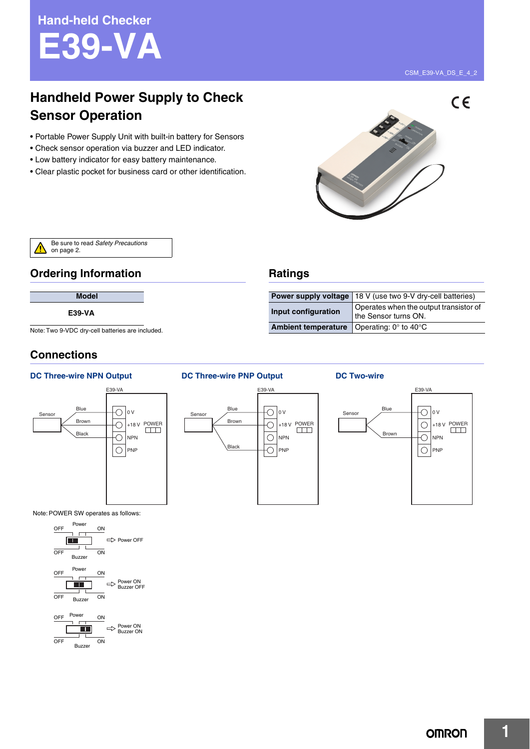Hand-held Checker

# E39-VA

CSM_E39-VA_DS_E_4_2

## Handheld Power Supply to Check Sensor Operation

- Portable Power Supply Unit with built-in battery for Sensors
- Check sensor operation via buzzer and LED indicator.
- Low battery indicator for easy battery maintenance.
- Clear plastic pocket for business card or other identification.

Be sure to read *Safety Precautions* on page 2.

## Ordering Information

| Model |
|---|
| E39-VA |

Note: Two 9-VDC dry-cell batteries are included.

## Ratings

| | |
|---|---|
| **Power supply voltage** | 18 V (use two 9-V dry-cell batteries) |
| **Input configuration** | Operates when the output transistor of the Sensor turns ON. |
| **Ambient temperature** | Operating: 0° to 40°C |

## Connections

### DC Three-wire NPN Output

E39-VA

Sensor: Blue → 0 V; Brown → +18 V; Black → NPN

Terminals: 0 V, +18 V, NPN, PNP; POWER

### DC Three-wire PNP Output

E39-VA

Sensor: Blue → 0 V; Brown → +18 V; Black → PNP

Terminals: 0 V, +18 V, NPN, PNP; POWER

### DC Two-wire

E39-VA

Sensor: Blue → 0 V; Brown → NPN

Terminals: 0 V, +18 V, NPN, PNP; POWER

Note: POWER SW operates as follows:

| Switch position (Power OFF/ON, Buzzer OFF/ON) | Result |
|---|---|
| Left | Power OFF |
| Center | Power ON, Buzzer OFF |
| Right | Power ON, Buzzer ON |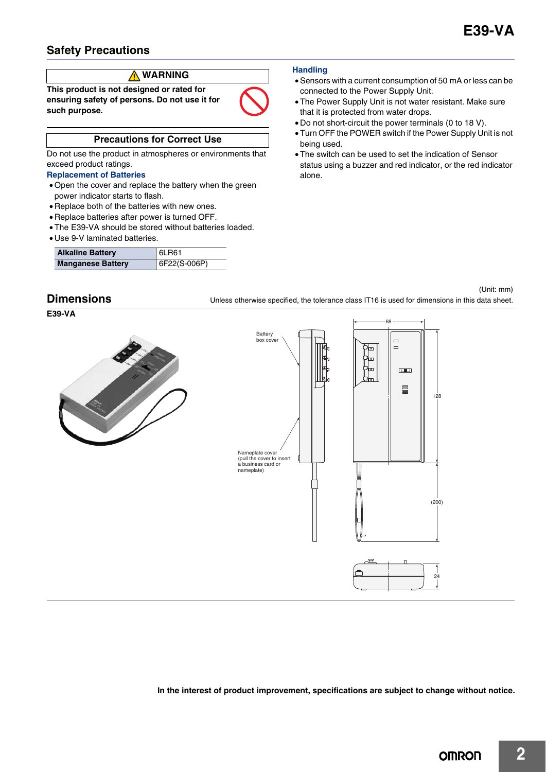## Safety Precautions

**⚠ WARNING**

**This product is not designed or rated for ensuring safety of persons. Do not use it for such purpose.**

**Precautions for Correct Use**

Do not use the product in atmospheres or environments that exceed product ratings.

### Replacement of Batteries

- Open the cover and replace the battery when the green power indicator starts to flash.
- Replace both of the batteries with new ones.
- Replace batteries after power is turned OFF.
- The E39-VA should be stored without batteries loaded.
- Use 9-V laminated batteries.

| Alkaline Battery | 6LR61 |
|---|---|
| Manganese Battery | 6F22(S-006P) |

### Handling

- Sensors with a current consumption of 50 mA or less can be connected to the Power Supply Unit.
- The Power Supply Unit is not water resistant. Make sure that it is protected from water drops.
- Do not short-circuit the power terminals (0 to 18 V).
- Turn OFF the POWER switch if the Power Supply Unit is not being used.
- The switch can be used to set the indication of Sensor status using a buzzer and red indicator, or the red indicator alone.

## Dimensions

(Unit: mm)

Unless otherwise specified, the tolerance class IT16 is used for dimensions in this data sheet.

**E39-VA**

Battery box cover

Nameplate cover (pull the cover to insert a business card or nameplate)

68

128

(200)

24

**In the interest of product improvement, specifications are subject to change without notice.**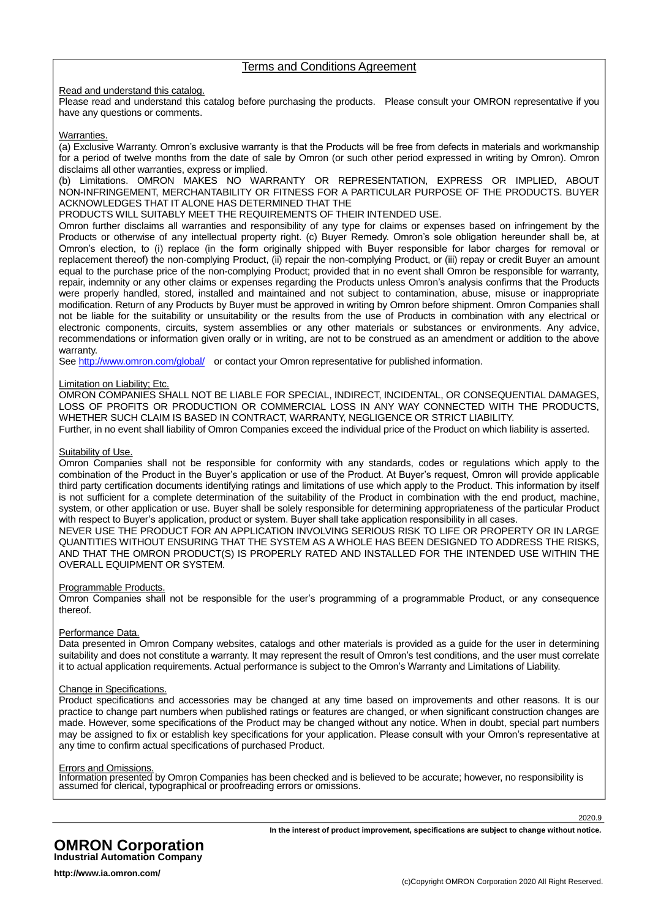# Terms and Conditions Agreement

Read and understand this catalog.

Please read and understand this catalog before purchasing the products. Please consult your OMRON representative if you have any questions or comments.

Warranties.

(a) Exclusive Warranty. Omron's exclusive warranty is that the Products will be free from defects in materials and workmanship for a period of twelve months from the date of sale by Omron (or such other period expressed in writing by Omron). Omron disclaims all other warranties, express or implied.

(b) Limitations. OMRON MAKES NO WARRANTY OR REPRESENTATION, EXPRESS OR IMPLIED, ABOUT NON-INFRINGEMENT, MERCHANTABILITY OR FITNESS FOR A PARTICULAR PURPOSE OF THE PRODUCTS. BUYER ACKNOWLEDGES THAT IT ALONE HAS DETERMINED THAT THE PRODUCTS WILL SUITABLY MEET THE REQUIREMENTS OF THEIR INTENDED USE.

Omron further disclaims all warranties and responsibility of any type for claims or expenses based on infringement by the Products or otherwise of any intellectual property right. (c) Buyer Remedy. Omron's sole obligation hereunder shall be, at Omron's election, to (i) replace (in the form originally shipped with Buyer responsible for labor charges for removal or replacement thereof) the non-complying Product, (ii) repair the non-complying Product, or (iii) repay or credit Buyer an amount equal to the purchase price of the non-complying Product; provided that in no event shall Omron be responsible for warranty, repair, indemnity or any other claims or expenses regarding the Products unless Omron's analysis confirms that the Products were properly handled, stored, installed and maintained and not subject to contamination, abuse, misuse or inappropriate modification. Return of any Products by Buyer must be approved in writing by Omron before shipment. Omron Companies shall not be liable for the suitability or unsuitability or the results from the use of Products in combination with any electrical or electronic components, circuits, system assemblies or any other materials or substances or environments. Any advice, recommendations or information given orally or in writing, are not to be construed as an amendment or addition to the above warranty.

See http://www.omron.com/global/ or contact your Omron representative for published information.

Limitation on Liability; Etc.

OMRON COMPANIES SHALL NOT BE LIABLE FOR SPECIAL, INDIRECT, INCIDENTAL, OR CONSEQUENTIAL DAMAGES, LOSS OF PROFITS OR PRODUCTION OR COMMERCIAL LOSS IN ANY WAY CONNECTED WITH THE PRODUCTS, WHETHER SUCH CLAIM IS BASED IN CONTRACT, WARRANTY, NEGLIGENCE OR STRICT LIABILITY.

Further, in no event shall liability of Omron Companies exceed the individual price of the Product on which liability is asserted.

Suitability of Use.

Omron Companies shall not be responsible for conformity with any standards, codes or regulations which apply to the combination of the Product in the Buyer's application or use of the Product. At Buyer's request, Omron will provide applicable third party certification documents identifying ratings and limitations of use which apply to the Product. This information by itself is not sufficient for a complete determination of the suitability of the Product in combination with the end product, machine, system, or other application or use. Buyer shall be solely responsible for determining appropriateness of the particular Product with respect to Buyer's application, product or system. Buyer shall take application responsibility in all cases.

NEVER USE THE PRODUCT FOR AN APPLICATION INVOLVING SERIOUS RISK TO LIFE OR PROPERTY OR IN LARGE QUANTITIES WITHOUT ENSURING THAT THE SYSTEM AS A WHOLE HAS BEEN DESIGNED TO ADDRESS THE RISKS, AND THAT THE OMRON PRODUCT(S) IS PROPERLY RATED AND INSTALLED FOR THE INTENDED USE WITHIN THE OVERALL EQUIPMENT OR SYSTEM.

Programmable Products.

Omron Companies shall not be responsible for the user's programming of a programmable Product, or any consequence thereof.

Performance Data.

Data presented in Omron Company websites, catalogs and other materials is provided as a guide for the user in determining suitability and does not constitute a warranty. It may represent the result of Omron's test conditions, and the user must correlate it to actual application requirements. Actual performance is subject to the Omron's Warranty and Limitations of Liability.

Change in Specifications.

Product specifications and accessories may be changed at any time based on improvements and other reasons. It is our practice to change part numbers when published ratings or features are changed, or when significant construction changes are made. However, some specifications of the Product may be changed without any notice. When in doubt, special part numbers may be assigned to fix or establish key specifications for your application. Please consult with your Omron's representative at any time to confirm actual specifications of purchased Product.

Errors and Omissions.

Information presented by Omron Companies has been checked and is believed to be accurate; however, no responsibility is assumed for clerical, typographical or proofreading errors or omissions.

2020.9

**In the interest of product improvement, specifications are subject to change without notice.**

**OMRON Corporation**
**Industrial Automation Company**

**http://www.ia.omron.com/**

(c)Copyright OMRON Corporation 2020 All Right Reserved.